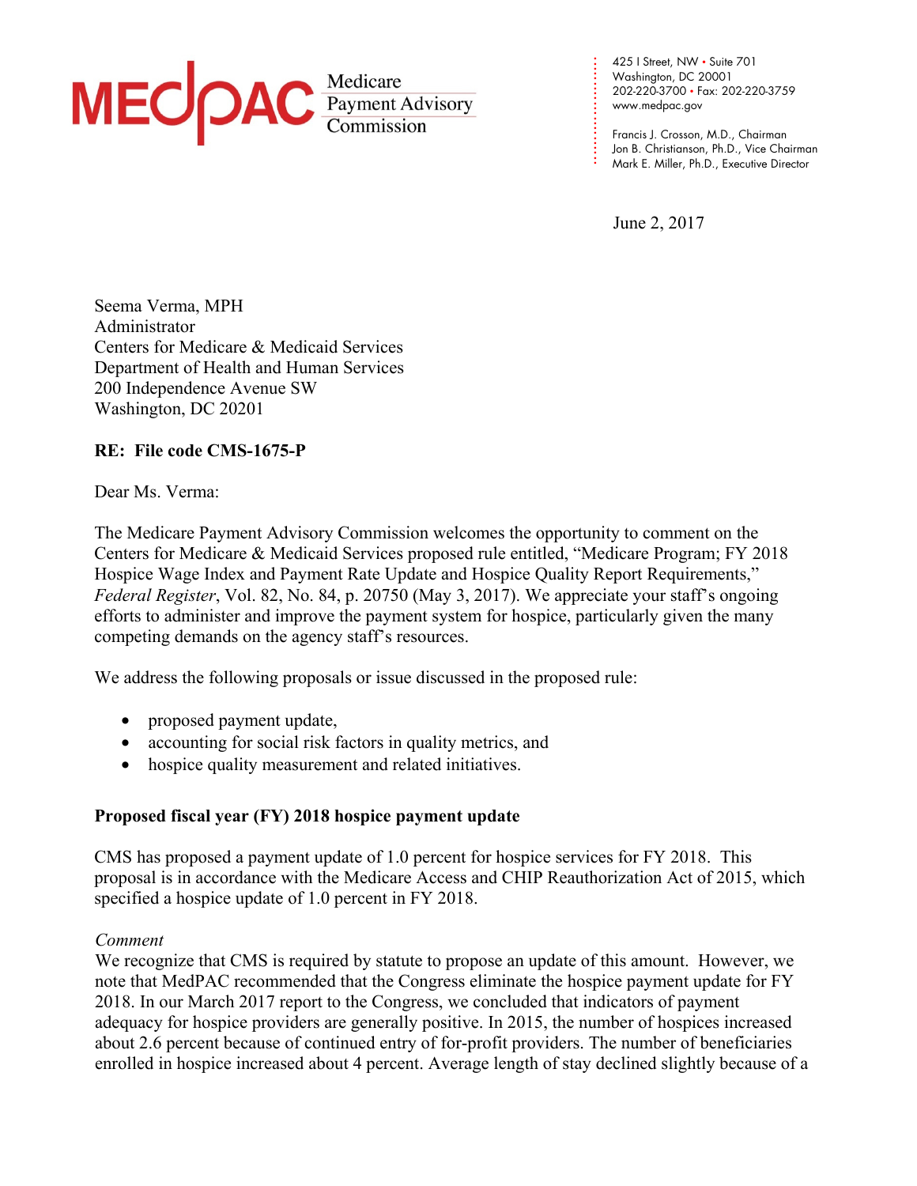MEDPAC Medicare Payment Advisory Commission

425 I Street, NW • Suite 701
Washington, DC 20001
202-220-3700 • Fax: 202-220-3759
www.medpac.gov

Francis J. Crosson, M.D., Chairman
Jon B. Christianson, Ph.D., Vice Chairman
Mark E. Miller, Ph.D., Executive Director

June 2, 2017

Seema Verma, MPH
Administrator
Centers for Medicare & Medicaid Services
Department of Health and Human Services
200 Independence Avenue SW
Washington, DC 20201

**RE: File code CMS-1675-P**

Dear Ms. Verma:

The Medicare Payment Advisory Commission welcomes the opportunity to comment on the Centers for Medicare & Medicaid Services proposed rule entitled, "Medicare Program; FY 2018 Hospice Wage Index and Payment Rate Update and Hospice Quality Report Requirements," *Federal Register*, Vol. 82, No. 84, p. 20750 (May 3, 2017). We appreciate your staff's ongoing efforts to administer and improve the payment system for hospice, particularly given the many competing demands on the agency staff's resources.

We address the following proposals or issue discussed in the proposed rule:

- proposed payment update,
- accounting for social risk factors in quality metrics, and
- hospice quality measurement and related initiatives.

**Proposed fiscal year (FY) 2018 hospice payment update**

CMS has proposed a payment update of 1.0 percent for hospice services for FY 2018. This proposal is in accordance with the Medicare Access and CHIP Reauthorization Act of 2015, which specified a hospice update of 1.0 percent in FY 2018.

*Comment*

We recognize that CMS is required by statute to propose an update of this amount. However, we note that MedPAC recommended that the Congress eliminate the hospice payment update for FY 2018. In our March 2017 report to the Congress, we concluded that indicators of payment adequacy for hospice providers are generally positive. In 2015, the number of hospices increased about 2.6 percent because of continued entry of for-profit providers. The number of beneficiaries enrolled in hospice increased about 4 percent. Average length of stay declined slightly because of a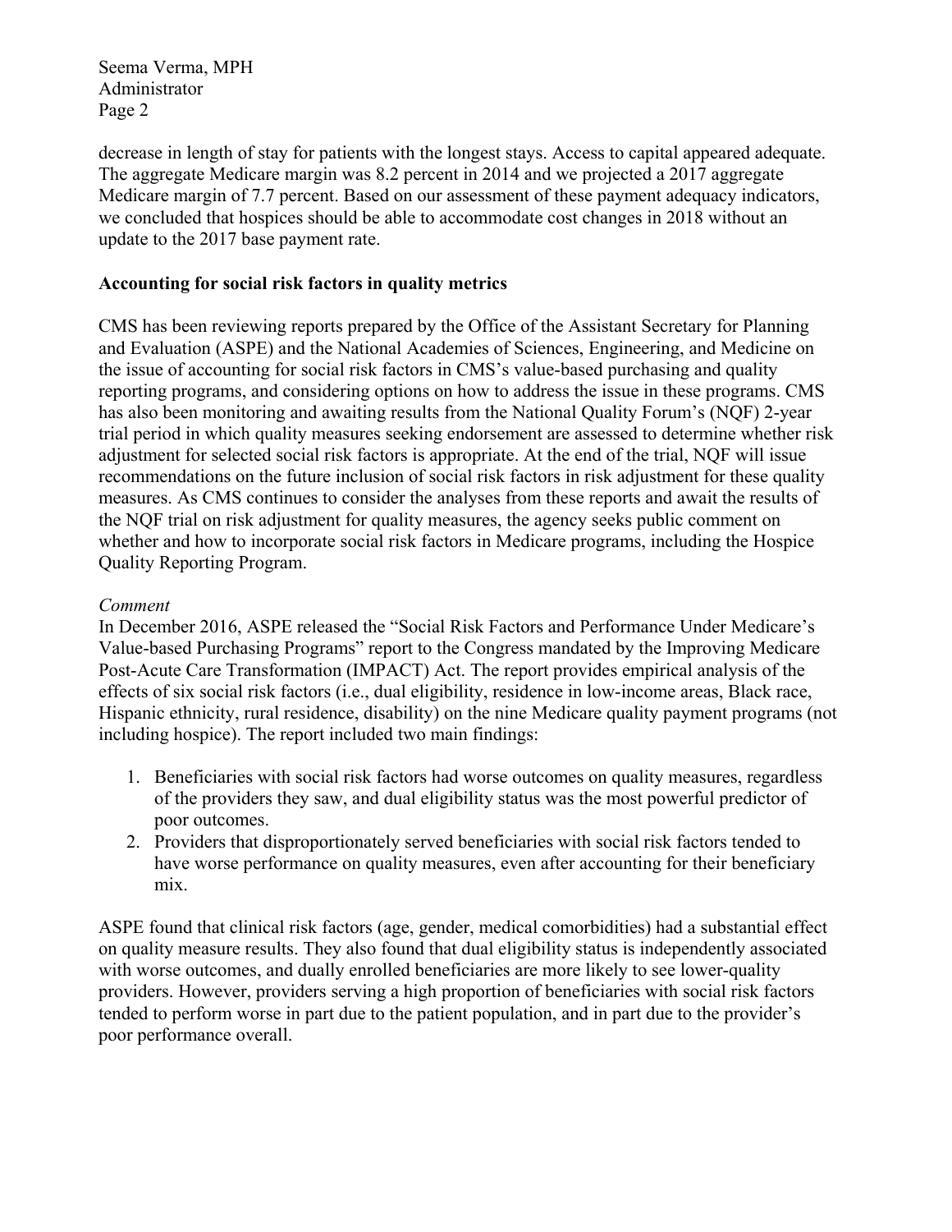decrease in length of stay for patients with the longest stays. Access to capital appeared adequate. The aggregate Medicare margin was 8.2 percent in 2014 and we projected a 2017 aggregate Medicare margin of 7.7 percent. Based on our assessment of these payment adequacy indicators, we concluded that hospices should be able to accommodate cost changes in 2018 without an update to the 2017 base payment rate.

**Accounting for social risk factors in quality metrics**

CMS has been reviewing reports prepared by the Office of the Assistant Secretary for Planning and Evaluation (ASPE) and the National Academies of Sciences, Engineering, and Medicine on the issue of accounting for social risk factors in CMS's value-based purchasing and quality reporting programs, and considering options on how to address the issue in these programs. CMS has also been monitoring and awaiting results from the National Quality Forum's (NQF) 2-year trial period in which quality measures seeking endorsement are assessed to determine whether risk adjustment for selected social risk factors is appropriate. At the end of the trial, NQF will issue recommendations on the future inclusion of social risk factors in risk adjustment for these quality measures. As CMS continues to consider the analyses from these reports and await the results of the NQF trial on risk adjustment for quality measures, the agency seeks public comment on whether and how to incorporate social risk factors in Medicare programs, including the Hospice Quality Reporting Program.

*Comment*

In December 2016, ASPE released the "Social Risk Factors and Performance Under Medicare's Value-based Purchasing Programs" report to the Congress mandated by the Improving Medicare Post-Acute Care Transformation (IMPACT) Act. The report provides empirical analysis of the effects of six social risk factors (i.e., dual eligibility, residence in low-income areas, Black race, Hispanic ethnicity, rural residence, disability) on the nine Medicare quality payment programs (not including hospice). The report included two main findings:

1. Beneficiaries with social risk factors had worse outcomes on quality measures, regardless of the providers they saw, and dual eligibility status was the most powerful predictor of poor outcomes.
2. Providers that disproportionately served beneficiaries with social risk factors tended to have worse performance on quality measures, even after accounting for their beneficiary mix.

ASPE found that clinical risk factors (age, gender, medical comorbidities) had a substantial effect on quality measure results. They also found that dual eligibility status is independently associated with worse outcomes, and dually enrolled beneficiaries are more likely to see lower-quality providers. However, providers serving a high proportion of beneficiaries with social risk factors tended to perform worse in part due to the patient population, and in part due to the provider's poor performance overall.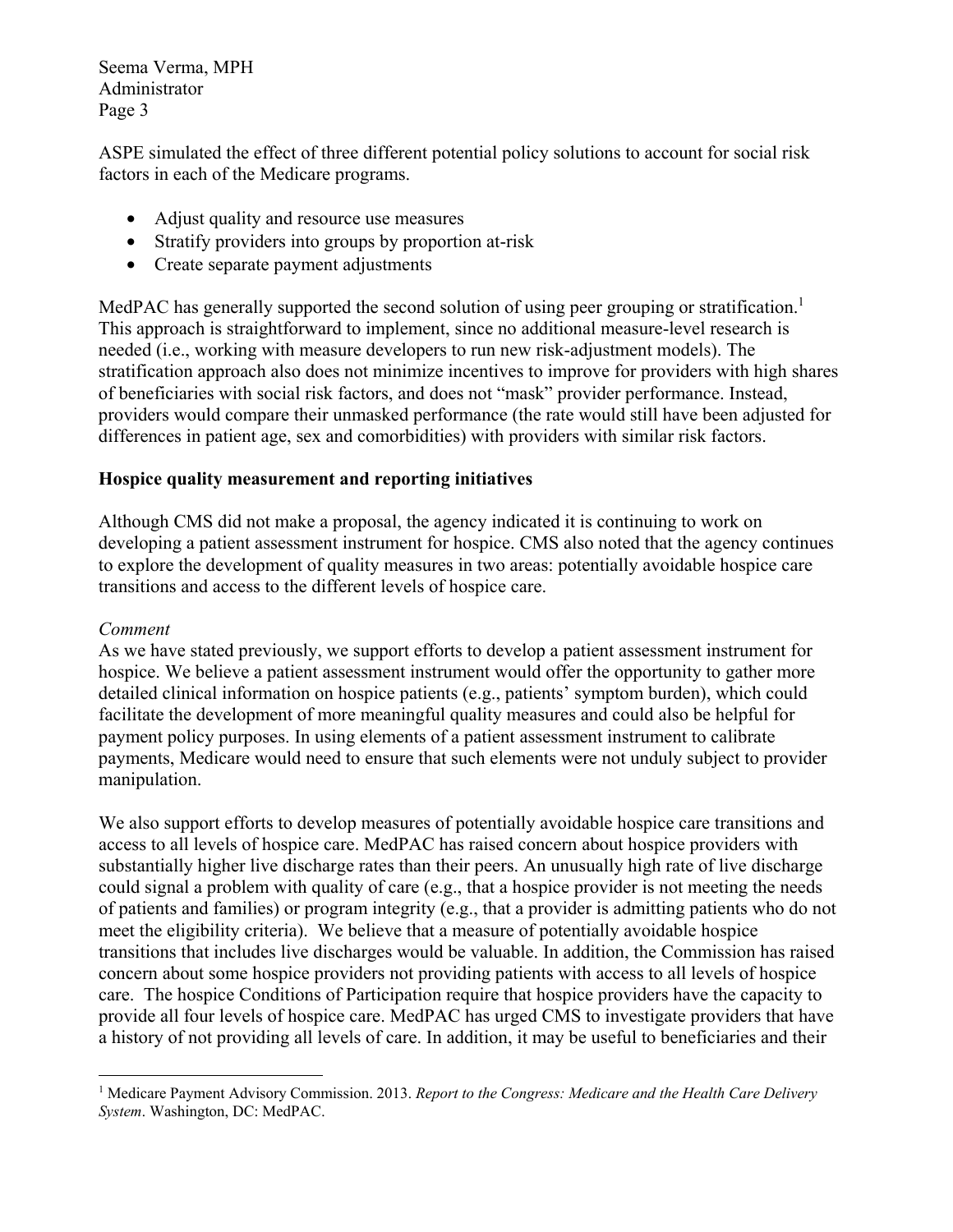ASPE simulated the effect of three different potential policy solutions to account for social risk factors in each of the Medicare programs.

- Adjust quality and resource use measures
- Stratify providers into groups by proportion at-risk
- Create separate payment adjustments

MedPAC has generally supported the second solution of using peer grouping or stratification.[1] This approach is straightforward to implement, since no additional measure-level research is needed (i.e., working with measure developers to run new risk-adjustment models). The stratification approach also does not minimize incentives to improve for providers with high shares of beneficiaries with social risk factors, and does not "mask" provider performance. Instead, providers would compare their unmasked performance (the rate would still have been adjusted for differences in patient age, sex and comorbidities) with providers with similar risk factors.

**Hospice quality measurement and reporting initiatives**

Although CMS did not make a proposal, the agency indicated it is continuing to work on developing a patient assessment instrument for hospice. CMS also noted that the agency continues to explore the development of quality measures in two areas: potentially avoidable hospice care transitions and access to the different levels of hospice care.

*Comment*

As we have stated previously, we support efforts to develop a patient assessment instrument for hospice. We believe a patient assessment instrument would offer the opportunity to gather more detailed clinical information on hospice patients (e.g., patients' symptom burden), which could facilitate the development of more meaningful quality measures and could also be helpful for payment policy purposes. In using elements of a patient assessment instrument to calibrate payments, Medicare would need to ensure that such elements were not unduly subject to provider manipulation.

We also support efforts to develop measures of potentially avoidable hospice care transitions and access to all levels of hospice care. MedPAC has raised concern about hospice providers with substantially higher live discharge rates than their peers. An unusually high rate of live discharge could signal a problem with quality of care (e.g., that a hospice provider is not meeting the needs of patients and families) or program integrity (e.g., that a provider is admitting patients who do not meet the eligibility criteria). We believe that a measure of potentially avoidable hospice transitions that includes live discharges would be valuable. In addition, the Commission has raised concern about some hospice providers not providing patients with access to all levels of hospice care. The hospice Conditions of Participation require that hospice providers have the capacity to provide all four levels of hospice care. MedPAC has urged CMS to investigate providers that have a history of not providing all levels of care. In addition, it may be useful to beneficiaries and their

[1] Medicare Payment Advisory Commission. 2013. *Report to the Congress: Medicare and the Health Care Delivery System*. Washington, DC: MedPAC.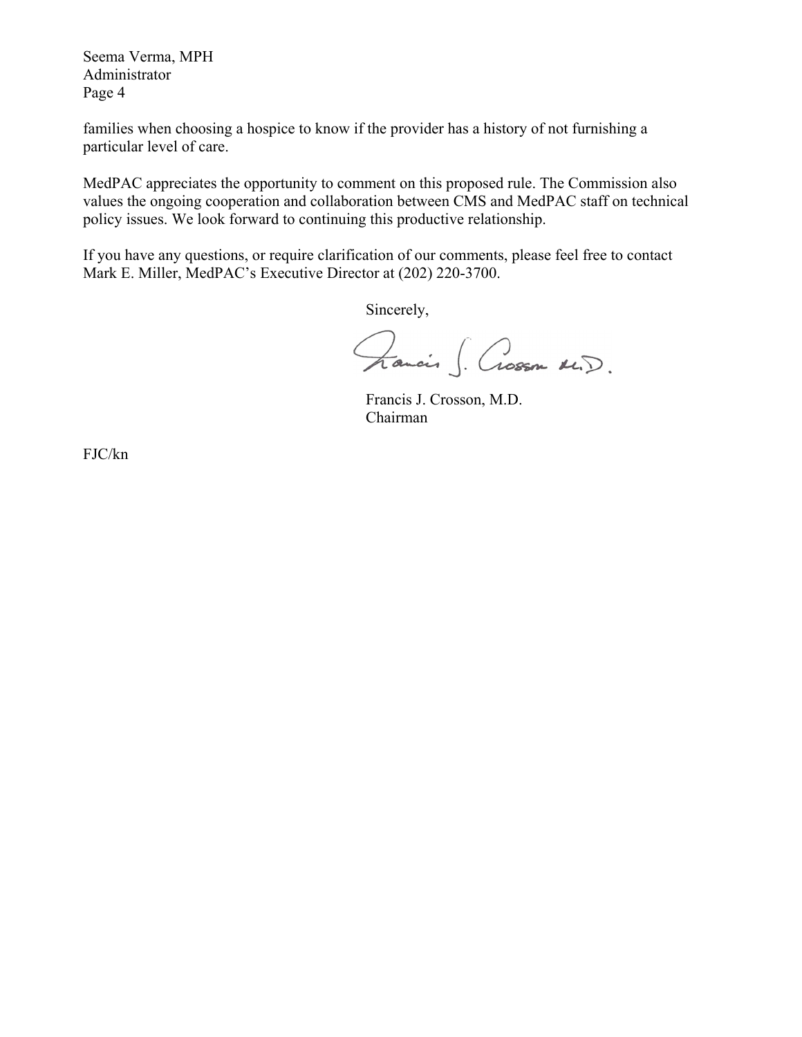families when choosing a hospice to know if the provider has a history of not furnishing a particular level of care.

MedPAC appreciates the opportunity to comment on this proposed rule. The Commission also values the ongoing cooperation and collaboration between CMS and MedPAC staff on technical policy issues. We look forward to continuing this productive relationship.

If you have any questions, or require clarification of our comments, please feel free to contact Mark E. Miller, MedPAC's Executive Director at (202) 220-3700.

Sincerely,

Francis J. Crosson, M.D.
Chairman

FJC/kn